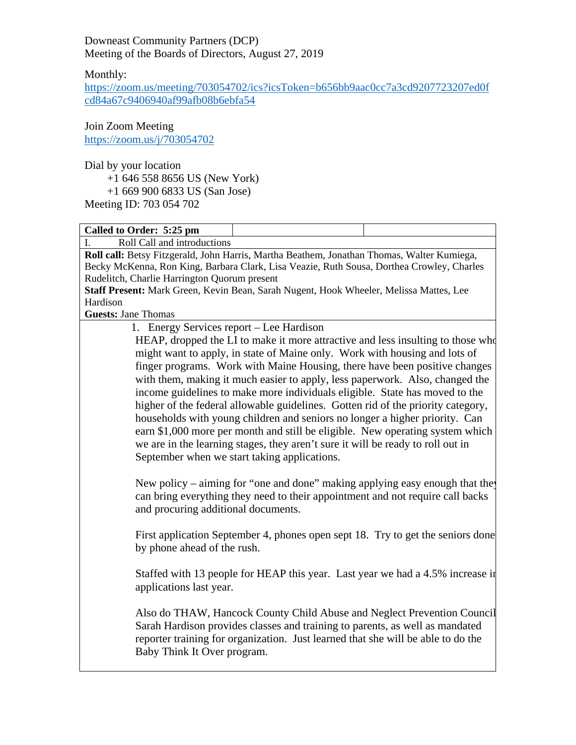Downeast Community Partners (DCP)
Meeting of the Boards of Directors, August 27, 2019

Monthly:
https://zoom.us/meeting/703054702/ics?icsToken=b656bb9aac0cc7a3cd9207723207ed0fcd84a67c9406940af99afb08b6ebfa54

Join Zoom Meeting
https://zoom.us/j/703054702

Dial by your location
+1 646 558 8656 US (New York)
+1 669 900 6833 US (San Jose)
Meeting ID: 703 054 702

| **Called to Order: 5:25 pm** | | |
|---|---|---|

I. Roll Call and introductions

**Roll call:** Betsy Fitzgerald, John Harris, Martha Beathem, Jonathan Thomas, Walter Kumiega, Becky McKenna, Ron King, Barbara Clark, Lisa Veazie, Ruth Sousa, Dorthea Crowley, Charles Rudelitch, Charlie Harrington Quorum present

**Staff Present:** Mark Green, Kevin Bean, Sarah Nugent, Hook Wheeler, Melissa Mattes, Lee Hardison

**Guests:** Jane Thomas

1. Energy Services report – Lee Hardison

HEAP, dropped the LI to make it more attractive and less insulting to those who might want to apply, in state of Maine only. Work with housing and lots of finger programs. Work with Maine Housing, there have been positive changes with them, making it much easier to apply, less paperwork. Also, changed the income guidelines to make more individuals eligible. State has moved to the higher of the federal allowable guidelines. Gotten rid of the priority category, households with young children and seniors no longer a higher priority. Can earn $1,000 more per month and still be eligible. New operating system which we are in the learning stages, they aren't sure it will be ready to roll out in September when we start taking applications.

New policy – aiming for "one and done" making applying easy enough that they can bring everything they need to their appointment and not require call backs and procuring additional documents.

First application September 4, phones open sept 18. Try to get the seniors done by phone ahead of the rush.

Staffed with 13 people for HEAP this year. Last year we had a 4.5% increase in applications last year.

Also do THAW, Hancock County Child Abuse and Neglect Prevention Council Sarah Hardison provides classes and training to parents, as well as mandated reporter training for organization. Just learned that she will be able to do the Baby Think It Over program.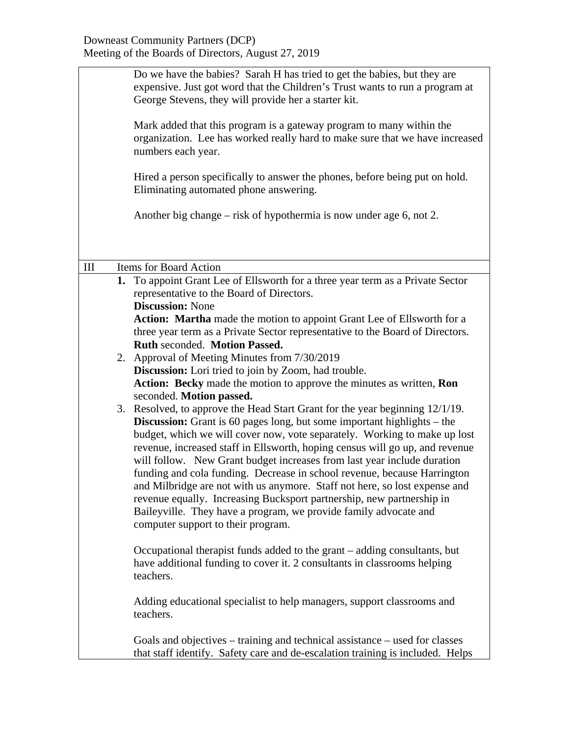Do we have the babies? Sarah H has tried to get the babies, but they are expensive. Just got word that the Children's Trust wants to run a program at George Stevens, they will provide her a starter kit.

Mark added that this program is a gateway program to many within the organization. Lee has worked really hard to make sure that we have increased numbers each year.

Hired a person specifically to answer the phones, before being put on hold. Eliminating automated phone answering.

Another big change – risk of hypothermia is now under age 6, not 2.

## III Items for Board Action

1. To appoint Grant Lee of Ellsworth for a three year term as a Private Sector representative to the Board of Directors.
   **Discussion:** None
   **Action: Martha** made the motion to appoint Grant Lee of Ellsworth for a three year term as a Private Sector representative to the Board of Directors. **Ruth** seconded. **Motion Passed.**
2. Approval of Meeting Minutes from 7/30/2019
   **Discussion:** Lori tried to join by Zoom, had trouble.
   **Action: Becky** made the motion to approve the minutes as written, **Ron** seconded. **Motion passed.**
3. Resolved, to approve the Head Start Grant for the year beginning 12/1/19.
   **Discussion:** Grant is 60 pages long, but some important highlights – the budget, which we will cover now, vote separately. Working to make up lost revenue, increased staff in Ellsworth, hoping census will go up, and revenue will follow. New Grant budget increases from last year include duration funding and cola funding. Decrease in school revenue, because Harrington and Milbridge are not with us anymore. Staff not here, so lost expense and revenue equally. Increasing Bucksport partnership, new partnership in Baileyville. They have a program, we provide family advocate and computer support to their program.

   Occupational therapist funds added to the grant – adding consultants, but have additional funding to cover it. 2 consultants in classrooms helping teachers.

   Adding educational specialist to help managers, support classrooms and teachers.

   Goals and objectives – training and technical assistance – used for classes that staff identify. Safety care and de-escalation training is included. Helps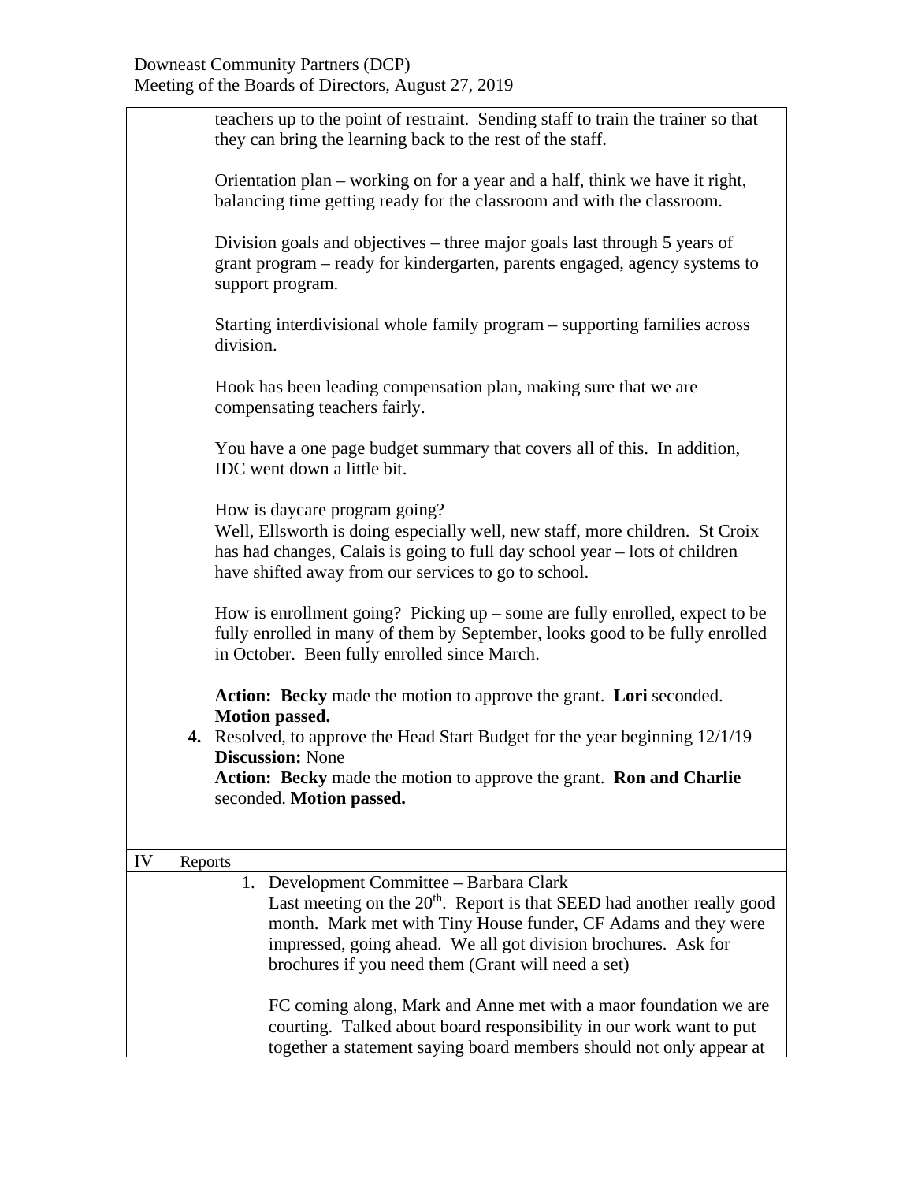teachers up to the point of restraint. Sending staff to train the trainer so that they can bring the learning back to the rest of the staff.

Orientation plan – working on for a year and a half, think we have it right, balancing time getting ready for the classroom and with the classroom.

Division goals and objectives – three major goals last through 5 years of grant program – ready for kindergarten, parents engaged, agency systems to support program.

Starting interdivisional whole family program – supporting families across division.

Hook has been leading compensation plan, making sure that we are compensating teachers fairly.

You have a one page budget summary that covers all of this. In addition, IDC went down a little bit.

How is daycare program going?
Well, Ellsworth is doing especially well, new staff, more children. St Croix has had changes, Calais is going to full day school year – lots of children have shifted away from our services to go to school.

How is enrollment going? Picking up – some are fully enrolled, expect to be fully enrolled in many of them by September, looks good to be fully enrolled in October. Been fully enrolled since March.

**Action: Becky** made the motion to approve the grant. **Lori** seconded. **Motion passed.**

**4.** Resolved, to approve the Head Start Budget for the year beginning 12/1/19
**Discussion:** None
**Action: Becky** made the motion to approve the grant. **Ron and Charlie** seconded. **Motion passed.**

## IV Reports

1. Development Committee – Barbara Clark
Last meeting on the 20th. Report is that SEED had another really good month. Mark met with Tiny House funder, CF Adams and they were impressed, going ahead. We all got division brochures. Ask for brochures if you need them (Grant will need a set)

   FC coming along, Mark and Anne met with a maor foundation we are courting. Talked about board responsibility in our work want to put together a statement saying board members should not only appear at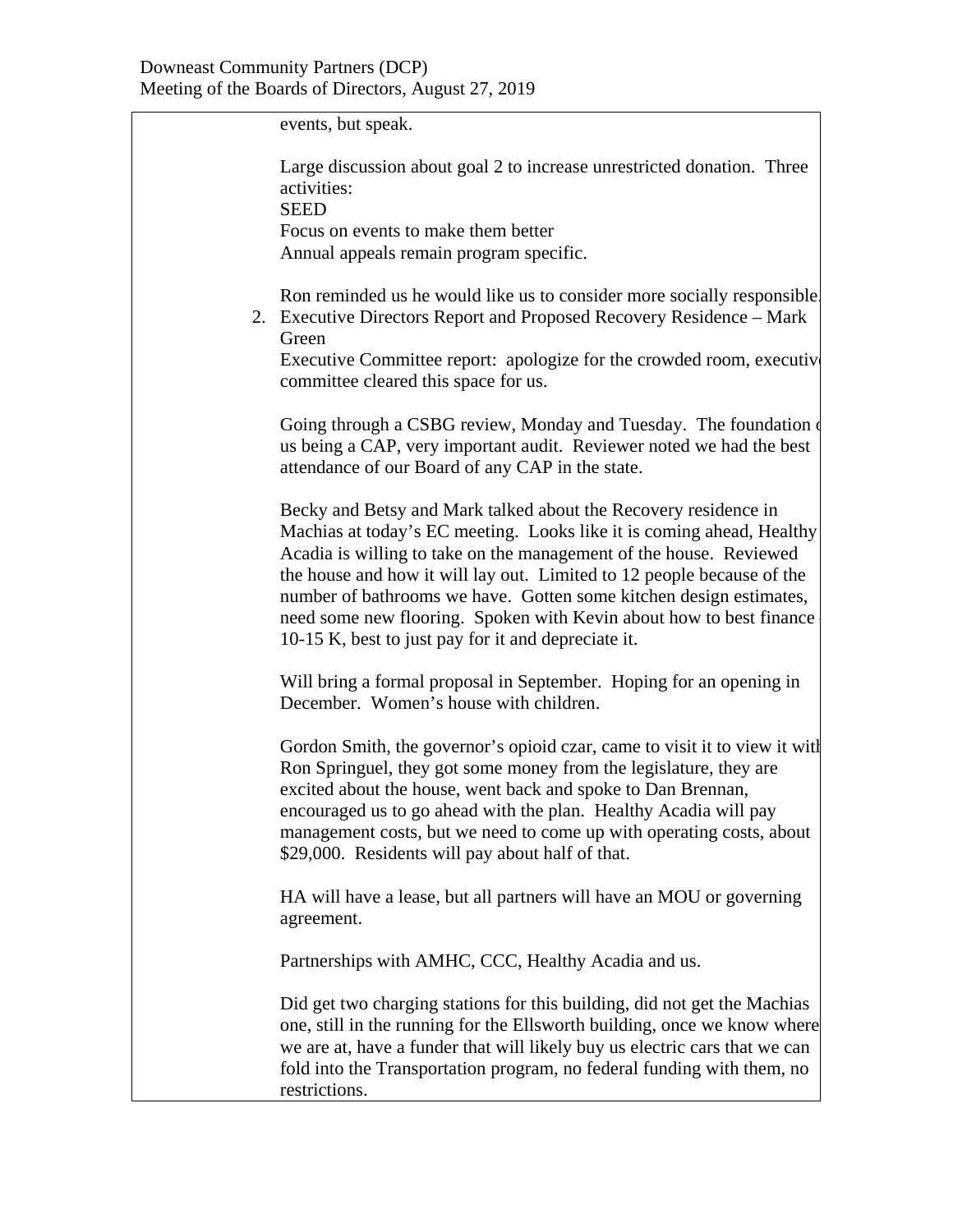events, but speak.

Large discussion about goal 2 to increase unrestricted donation. Three activities:
SEED
Focus on events to make them better
Annual appeals remain program specific.

Ron reminded us he would like us to consider more socially responsible.

2. Executive Directors Report and Proposed Recovery Residence – Mark Green

Executive Committee report: apologize for the crowded room, executive committee cleared this space for us.

Going through a CSBG review, Monday and Tuesday. The foundation of us being a CAP, very important audit. Reviewer noted we had the best attendance of our Board of any CAP in the state.

Becky and Betsy and Mark talked about the Recovery residence in Machias at today's EC meeting. Looks like it is coming ahead, Healthy Acadia is willing to take on the management of the house. Reviewed the house and how it will lay out. Limited to 12 people because of the number of bathrooms we have. Gotten some kitchen design estimates, need some new flooring. Spoken with Kevin about how to best finance 10-15 K, best to just pay for it and depreciate it.

Will bring a formal proposal in September. Hoping for an opening in December. Women's house with children.

Gordon Smith, the governor's opioid czar, came to visit it to view it with Ron Springuel, they got some money from the legislature, they are excited about the house, went back and spoke to Dan Brennan, encouraged us to go ahead with the plan. Healthy Acadia will pay management costs, but we need to come up with operating costs, about $29,000. Residents will pay about half of that.

HA will have a lease, but all partners will have an MOU or governing agreement.

Partnerships with AMHC, CCC, Healthy Acadia and us.

Did get two charging stations for this building, did not get the Machias one, still in the running for the Ellsworth building, once we know where we are at, have a funder that will likely buy us electric cars that we can fold into the Transportation program, no federal funding with them, no restrictions.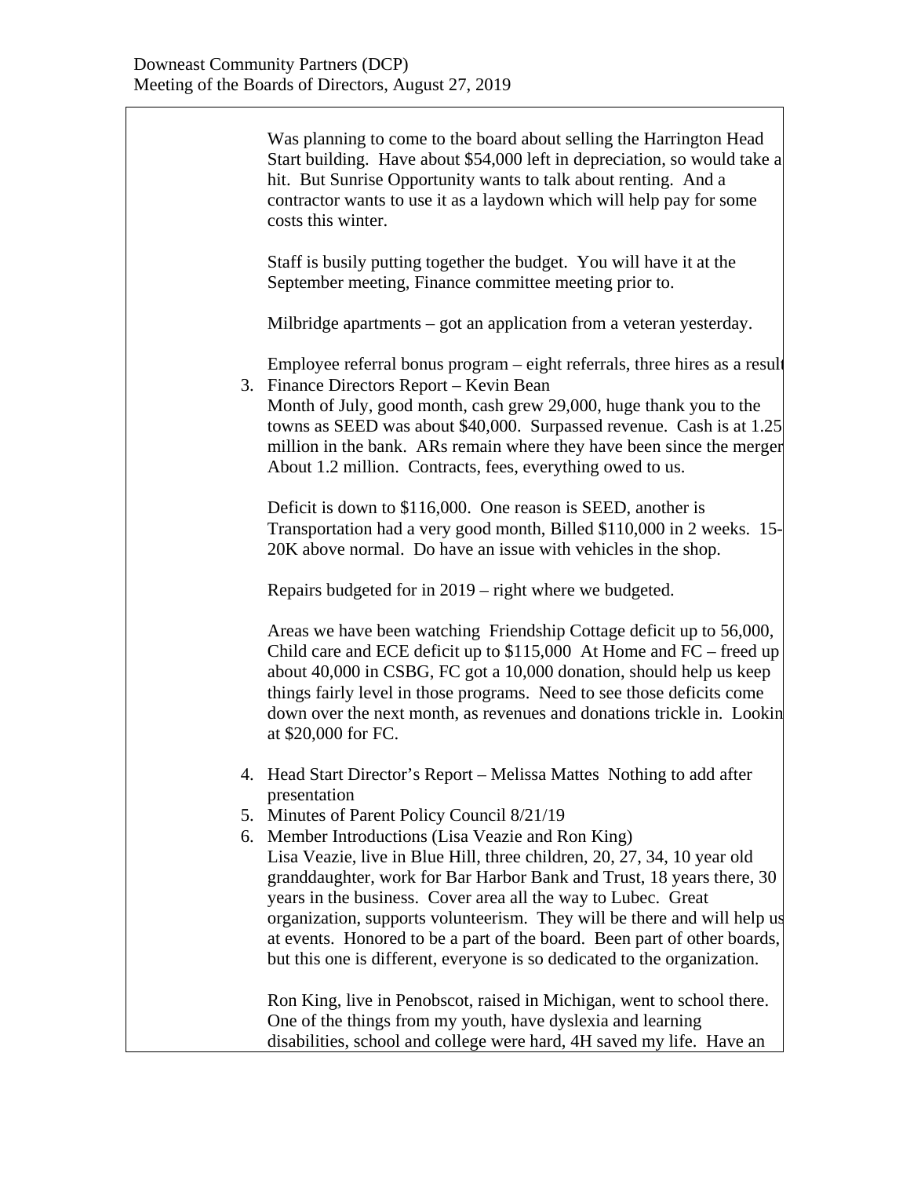Was planning to come to the board about selling the Harrington Head Start building. Have about $54,000 left in depreciation, so would take a hit. But Sunrise Opportunity wants to talk about renting. And a contractor wants to use it as a laydown which will help pay for some costs this winter.

Staff is busily putting together the budget. You will have it at the September meeting, Finance committee meeting prior to.

Milbridge apartments – got an application from a veteran yesterday.

Employee referral bonus program – eight referrals, three hires as a result

3. Finance Directors Report – Kevin Bean
   Month of July, good month, cash grew 29,000, huge thank you to the towns as SEED was about $40,000. Surpassed revenue. Cash is at 1.25 million in the bank. ARs remain where they have been since the merger About 1.2 million. Contracts, fees, everything owed to us.

   Deficit is down to $116,000. One reason is SEED, another is Transportation had a very good month, Billed $110,000 in 2 weeks. 15-20K above normal. Do have an issue with vehicles in the shop.

   Repairs budgeted for in 2019 – right where we budgeted.

   Areas we have been watching Friendship Cottage deficit up to 56,000, Child care and ECE deficit up to $115,000 At Home and FC – freed up about 40,000 in CSBG, FC got a 10,000 donation, should help us keep things fairly level in those programs. Need to see those deficits come down over the next month, as revenues and donations trickle in. Lookin at $20,000 for FC.

4. Head Start Director's Report – Melissa Mattes Nothing to add after presentation
5. Minutes of Parent Policy Council 8/21/19
6. Member Introductions (Lisa Veazie and Ron King)
   Lisa Veazie, live in Blue Hill, three children, 20, 27, 34, 10 year old granddaughter, work for Bar Harbor Bank and Trust, 18 years there, 30 years in the business. Cover area all the way to Lubec. Great organization, supports volunteerism. They will be there and will help us at events. Honored to be a part of the board. Been part of other boards, but this one is different, everyone is so dedicated to the organization.

   Ron King, live in Penobscot, raised in Michigan, went to school there. One of the things from my youth, have dyslexia and learning disabilities, school and college were hard, 4H saved my life. Have an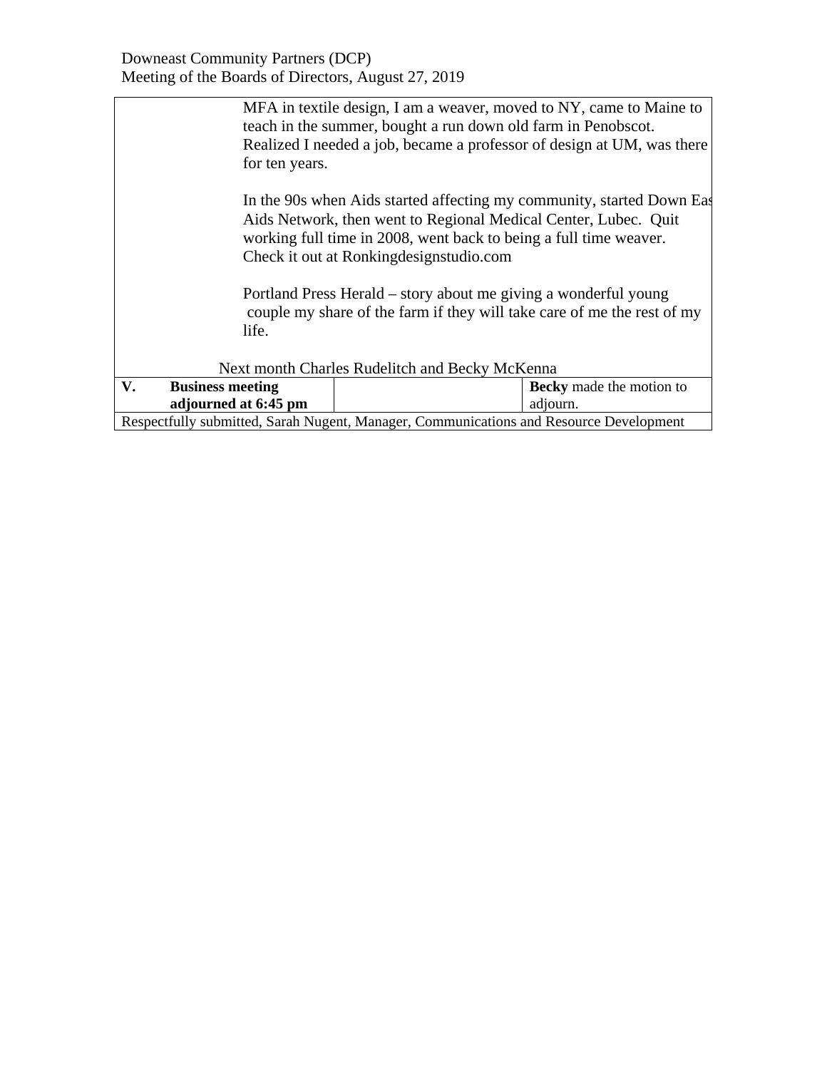Downeast Community Partners (DCP)
Meeting of the Boards of Directors, August 27, 2019

| | | | |
|---|---|---|---|
| | MFA in textile design, I am a weaver, moved to NY, came to Maine to teach in the summer, bought a run down old farm in Penobscot. Realized I needed a job, became a professor of design at UM, was there for ten years.<br><br>In the 90s when Aids started affecting my community, started Down Eas Aids Network, then went to Regional Medical Center, Lubec. Quit working full time in 2008, went back to being a full time weaver. Check it out at Ronkingdesignstudio.com<br><br>Portland Press Herald – story about me giving a wonderful young couple my share of the farm if they will take care of me the rest of my life.<br><br>Next month Charles Rudelitch and Becky McKenna | | |
| **V. Business meeting adjourned at 6:45 pm** | | | **Becky** made the motion to adjourn. |
| Respectfully submitted, Sarah Nugent, Manager, Communications and Resource Development | | | |